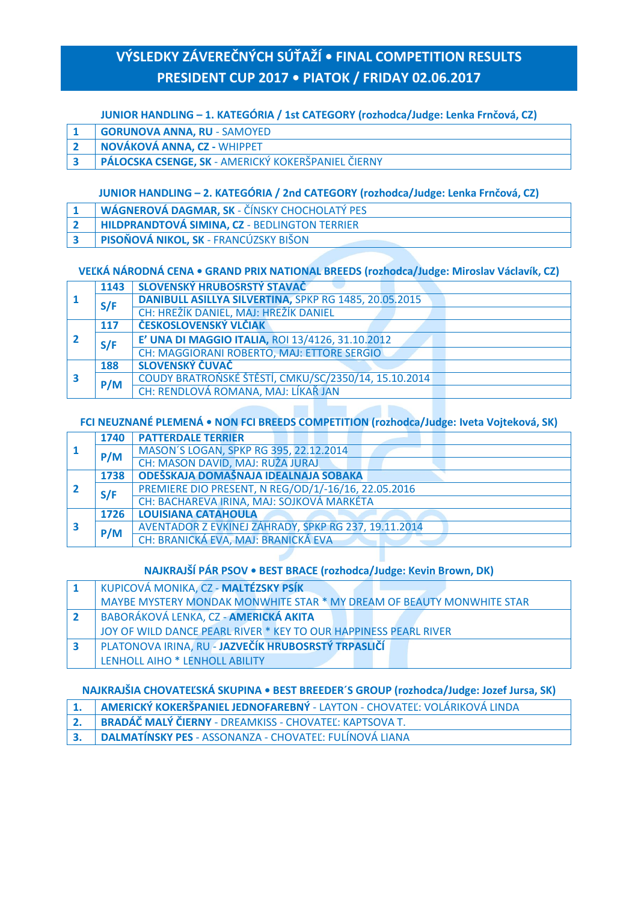# VÝSLEDKY ZÁVEREČNÝCH SÚŤAŽÍ • FINAL COMPETITION RESULTS
## PRESIDENT CUP 2017 • PIATOK / FRIDAY 02.06.2017

### JUNIOR HANDLING – 1. KATEGÓRIA / 1st CATEGORY (rozhodca/Judge: Lenka Frnčová, CZ)

| | |
|---|---|
| 1 | **GORUNOVA ANNA, RU** - SAMOYED |
| 2 | **NOVÁKOVÁ ANNA, CZ** - WHIPPET |
| 3 | **PÁLOCSKA CSENGE, SK** - AMERICKÝ KOKERŠPANIEL ČIERNY |

### JUNIOR HANDLING – 2. KATEGÓRIA / 2nd CATEGORY (rozhodca/Judge: Lenka Frnčová, CZ)

| | |
|---|---|
| 1 | **WÁGNEROVÁ DAGMAR, SK** - ČÍNSKY CHOCHOLATÝ PES |
| 2 | **HILDPRANDTOVÁ SIMINA, CZ** - BEDLINGTON TERRIER |
| 3 | **PISOŇOVÁ NIKOL, SK** - FRANCÚZSKY BIŠON |

### VEĽKÁ NÁRODNÁ CENA • GRAND PRIX NATIONAL BREEDS (rozhodca/Judge: Miroslav Václavík, CZ)

| | | |
|---|---|---|
| 1 | 1143 | **SLOVENSKÝ HRUBOSRSTÝ STAVAČ** |
| | S/F | **DANIBULL ASILLYA SILVERTINA**, SPKP RG 1485, 20.05.2015 |
| | | CH: HREŽÍK DANIEL, MAJ: HREŽÍK DANIEL |
| 2 | 117 | **ČESKOSLOVENSKÝ VLČIAK** |
| | S/F | **E' UNA DI MAGGIO ITALIA**, ROI 13/4126, 31.10.2012 |
| | | CH: MAGGIORANI ROBERTO, MAJ: ETTORE SERGIO |
| 3 | 188 | **SLOVENSKÝ ČUVAČ** |
| | P/M | COUDY BRATROŇSKÉ ŠTĚSTÍ, CMKU/SC/2350/14, 15.10.2014 |
| | | CH: RENDLOVÁ ROMANA, MAJ: LÍKAŘ JAN |

### FCI NEUZNANÉ PLEMENÁ • NON FCI BREEDS COMPETITION (rozhodca/Judge: Iveta Vojteková, SK)

| | | |
|---|---|---|
| 1 | 1740 | **PATTERDALE TERRIER** |
| | P/M | MASON´S LOGAN, SPKP RG 395, 22.12.2014 |
| | | CH: MASON DAVID, MAJ: RUŽA JURAJ |
| 2 | 1738 | **ODEŠSKAJA DOMAŠNAJA IDEALNAJA SOBAKA** |
| | S/F | PREMIERE DIO PRESENT, N REG/OD/1/-16/16, 22.05.2016 |
| | | CH: BACHAREVA IRINA, MAJ: SOJKOVÁ MARKÉTA |
| 3 | 1726 | **LOUISIANA CATAHOULA** |
| | P/M | AVENTADOR Z EVKINEJ ZÁHRADY, SPKP RG 237, 19.11.2014 |
| | | CH: BRANICKÁ EVA, MAJ: BRANICKÁ EVA |

### NAJKRAJŠÍ PÁR PSOV • BEST BRACE (rozhodca/Judge: Kevin Brown, DK)

| | |
|---|---|
| 1 | KUPICOVÁ MONIKA, CZ - **MALTÉZSKY PSÍK** |
| | MAYBE MYSTERY MONDAK MONWHITE STAR * MY DREAM OF BEAUTY MONWHITE STAR |
| 2 | BABORÁKOVÁ LENKA, CZ - **AMERICKÁ AKITA** |
| | JOY OF WILD DANCE PEARL RIVER * KEY TO OUR HAPPINESS PEARL RIVER |
| 3 | PLATONOVA IRINA, RU - **JAZVEČÍK HRUBOSRSTÝ TRPASLIČÍ** |
| | LENHOLL AIHO * LENHOLL ABILITY |

### NAJKRAJŠIA CHOVATEĽSKÁ SKUPINA • BEST BREEDER´S GROUP (rozhodca/Judge: Jozef Jursa, SK)

| | |
|---|---|
| 1. | **AMERICKÝ KOKERŠPANIEL JEDNOFAREBNÝ** - LAYTON - CHOVATEĽ: VOLÁRIKOVÁ LINDA |
| 2. | **BRADÁČ MALÝ ČIERNY** - DREAMKISS - CHOVATEĽ: KAPTSOVA T. |
| 3. | **DALMATÍNSKY PES** - ASSONANZA - CHOVATEĽ: FULÍNOVÁ LIANA |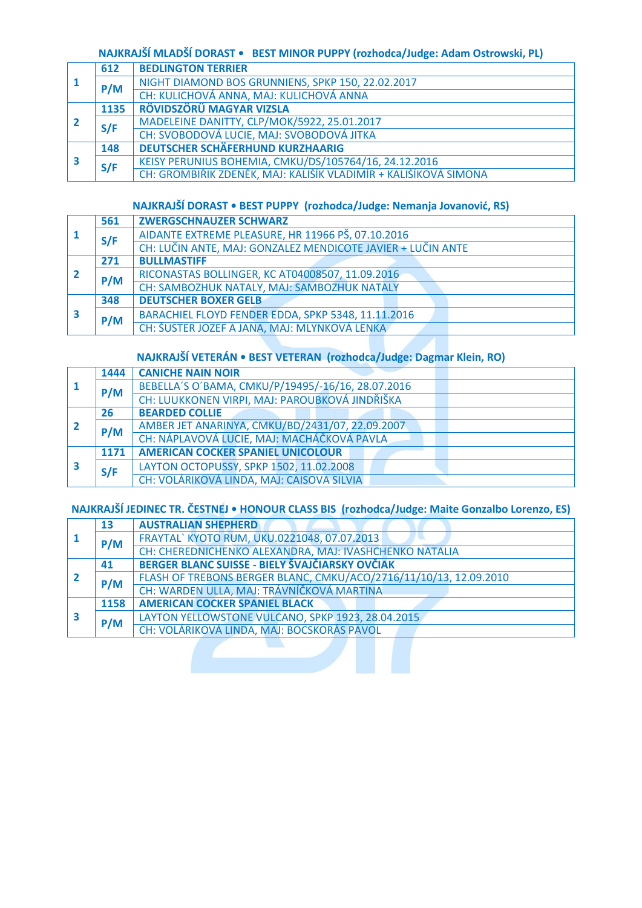### NAJKRAJŠÍ MLADŠÍ DORAST • BEST MINOR PUPPY (rozhodca/Judge: Adam Ostrowski, PL)

| | | |
|---|---|---|
| 1 | 612 | **BEDLINGTON TERRIER** |
| | P/M | NIGHT DIAMOND BOS GRUNNIENS, SPKP 150, 22.02.2017 |
| | | CH: KULICHOVÁ ANNA, MAJ: KULICHOVÁ ANNA |
| 2 | 1135 | **RÖVIDSZÖRÜ MAGYAR VIZSLA** |
| | S/F | MADELEINE DANITTY, CLP/MOK/5922, 25.01.2017 |
| | | CH: SVOBODOVÁ LUCIE, MAJ: SVOBODOVÁ JITKA |
| 3 | 148 | **DEUTSCHER SCHÄFERHUND KURZHAARIG** |
| | S/F | KEISY PERUNIUS BOHEMIA, CMKU/DS/105764/16, 24.12.2016 |
| | | CH: GROMBIŘIK ZDENĚK, MAJ: KALIŠÍK VLADIMÍR + KALIŠÍKOVÁ SIMONA |

### NAJKRAJŠÍ DORAST • BEST PUPPY (rozhodca/Judge: Nemanja Jovanović, RS)

| | | |
|---|---|---|
| 1 | 561 | **ZWERGSCHNAUZER SCHWARZ** |
| | S/F | AIDANTE EXTREME PLEASURE, HR 11966 PŠ, 07.10.2016 |
| | | CH: LUČIN ANTE, MAJ: GONZALEZ MENDICOTE JAVIER + LUČIN ANTE |
| 2 | 271 | **BULLMASTIFF** |
| | P/M | RICONASTAS BOLLINGER, KC AT04008507, 11.09.2016 |
| | | CH: SAMBOZHUK NATALY, MAJ: SAMBOZHUK NATALY |
| 3 | 348 | **DEUTSCHER BOXER GELB** |
| | P/M | BARACHIEL FLOYD FENDER EDDA, SPKP 5348, 11.11.2016 |
| | | CH: ŠUSTER JOZEF A JANA, MAJ: MLYNKOVÁ LENKA |

### NAJKRAJŠÍ VETERÁN • BEST VETERAN (rozhodca/Judge: Dagmar Klein, RO)

| | | |
|---|---|---|
| 1 | 1444 | **CANICHE NAIN NOIR** |
| | P/M | BEBELLA´S O´BAMA, CMKU/P/19495/-16/16, 28.07.2016 |
| | | CH: LUUKKONEN VIRPI, MAJ: PAROUBKOVÁ JINDŘIŠKA |
| 2 | 26 | **BEARDED COLLIE** |
| | P/M | AMBER JET ANARINYA, CMKU/BD/2431/07, 22.09.2007 |
| | | CH: NÁPLAVOVÁ LUCIE, MAJ: MACHÁČKOVÁ PAVLA |
| 3 | 1171 | **AMERICAN COCKER SPANIEL UNICOLOUR** |
| | S/F | LAYTON OCTOPUSSY, SPKP 1502, 11.02.2008 |
| | | CH: VOLÁRIKOVÁ LINDA, MAJ: CAISOVA SILVIA |

### NAJKRAJŠÍ JEDINEC TR. ČESTNEJ • HONOUR CLASS BIS (rozhodca/Judge: Maite Gonzalbo Lorenzo, ES)

| | | |
|---|---|---|
| 1 | 13 | **AUSTRALIAN SHEPHERD** |
| | P/M | FRAYTAL` KYOTO RUM, UKU.0221048, 07.07.2013 |
| | | CH: CHEREDNICHENKO ALEXANDRA, MAJ: IVASHCHENKO NATALIA |
| 2 | 41 | **BERGER BLANC SUISSE - BIELY ŠVAJČIARSKY OVČIAK** |
| | P/M | FLASH OF TREBONS BERGER BLANC, CMKU/ACO/2716/11/10/13, 12.09.2010 |
| | | CH: WARDEN ULLA, MAJ: TRÁVNÍČKOVÁ MARTINA |
| 3 | 1158 | **AMERICAN COCKER SPANIEL BLACK** |
| | P/M | LAYTON YELLOWSTONE VULCANO, SPKP 1923, 28.04.2015 |
| | | CH: VOLÁRIKOVÁ LINDA, MAJ: BOCSKORÁS PAVOL |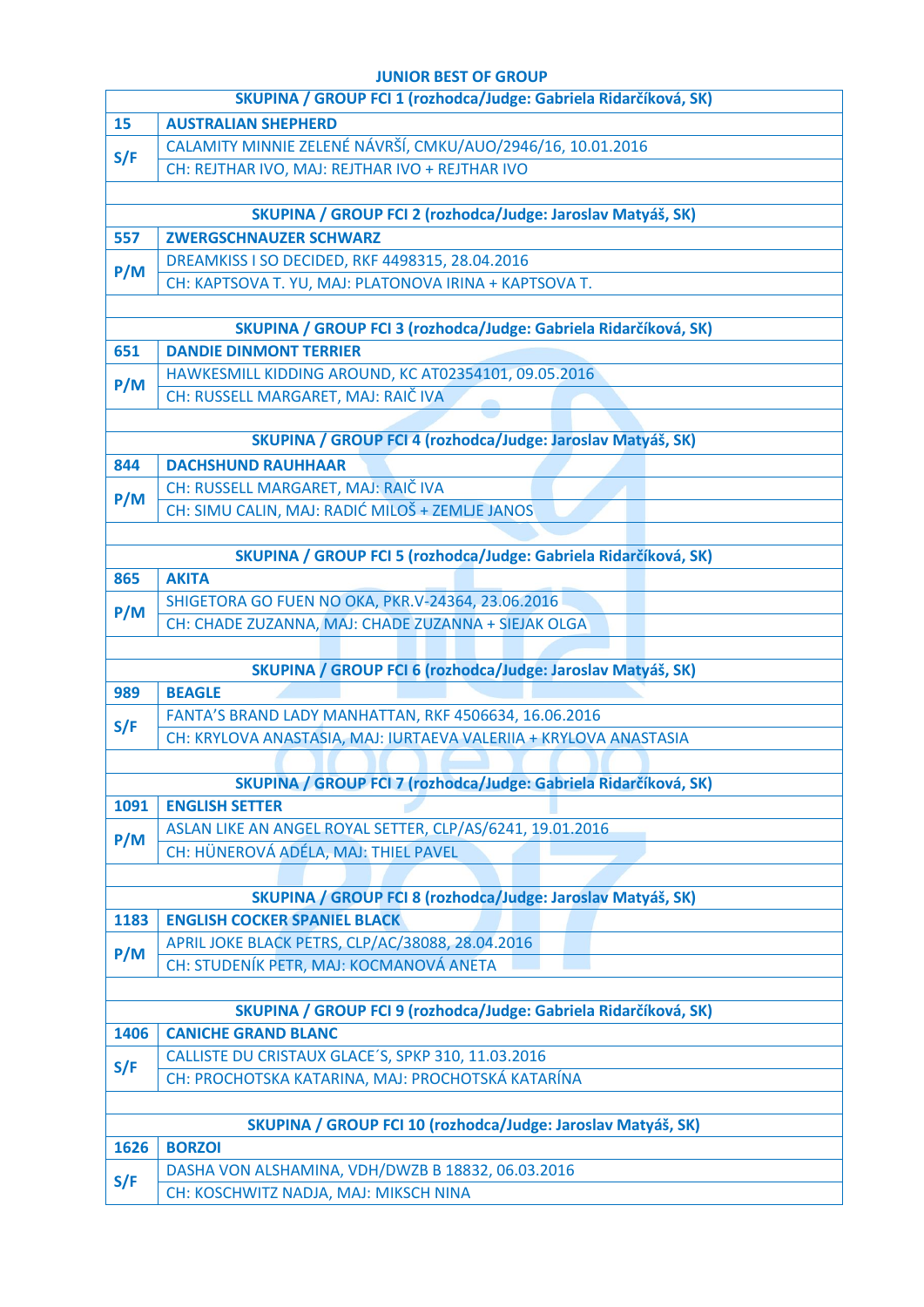## JUNIOR BEST OF GROUP

| SKUPINA / GROUP FCI 1 (rozhodca/Judge: Gabriela Ridarčíková, SK) | |
|---|---|
| 15 | **AUSTRALIAN SHEPHERD** |
| S/F | CALAMITY MINNIE ZELENÉ NÁVRŠÍ, CMKU/AUO/2946/16, 10.01.2016 |
| | CH: REJTHAR IVO, MAJ: REJTHAR IVO + REJTHAR IVO |
| | |
| **SKUPINA / GROUP FCI 2 (rozhodca/Judge: Jaroslav Matyáš, SK)** | |
| 557 | **ZWERGSCHNAUZER SCHWARZ** |
| P/M | DREAMKISS I SO DECIDED, RKF 4498315, 28.04.2016 |
| | CH: KAPTSOVA T. YU, MAJ: PLATONOVA IRINA + KAPTSOVA T. |
| | |
| **SKUPINA / GROUP FCI 3 (rozhodca/Judge: Gabriela Ridarčíková, SK)** | |
| 651 | **DANDIE DINMONT TERRIER** |
| P/M | HAWKESMILL KIDDING AROUND, KC AT02354101, 09.05.2016 |
| | CH: RUSSELL MARGARET, MAJ: RAIČ IVA |
| | |
| **SKUPINA / GROUP FCI 4 (rozhodca/Judge: Jaroslav Matyáš, SK)** | |
| 844 | **DACHSHUND RAUHHAAR** |
| P/M | CH: RUSSELL MARGARET, MAJ: RAIČ IVA |
| | CH: SIMU CALIN, MAJ: RADIĆ MILOŠ + ZEMLJE JANOS |
| | |
| **SKUPINA / GROUP FCI 5 (rozhodca/Judge: Gabriela Ridarčíková, SK)** | |
| 865 | **AKITA** |
| P/M | SHIGETORA GO FUEN NO OKA, PKR.V-24364, 23.06.2016 |
| | CH: CHADE ZUZANNA, MAJ: CHADE ZUZANNA + SIEJAK OLGA |
| | |
| **SKUPINA / GROUP FCI 6 (rozhodca/Judge: Jaroslav Matyáš, SK)** | |
| 989 | **BEAGLE** |
| S/F | FANTA'S BRAND LADY MANHATTAN, RKF 4506634, 16.06.2016 |
| | CH: KRYLOVA ANASTASIA, MAJ: IURTAEVA VALERIIA + KRYLOVA ANASTASIA |
| | |
| **SKUPINA / GROUP FCI 7 (rozhodca/Judge: Gabriela Ridarčíková, SK)** | |
| 1091 | **ENGLISH SETTER** |
| P/M | ASLAN LIKE AN ANGEL ROYAL SETTER, CLP/AS/6241, 19.01.2016 |
| | CH: HÜNEROVÁ ADÉLA, MAJ: THIEL PAVEL |
| | |
| **SKUPINA / GROUP FCI 8 (rozhodca/Judge: Jaroslav Matyáš, SK)** | |
| 1183 | **ENGLISH COCKER SPANIEL BLACK** |
| P/M | APRIL JOKE BLACK PETRS, CLP/AC/38088, 28.04.2016 |
| | CH: STUDENÍK PETR, MAJ: KOCMANOVÁ ANETA |
| | |
| **SKUPINA / GROUP FCI 9 (rozhodca/Judge: Gabriela Ridarčíková, SK)** | |
| 1406 | **CANICHE GRAND BLANC** |
| S/F | CALLISTE DU CRISTAUX GLACE´S, SPKP 310, 11.03.2016 |
| | CH: PROCHOTSKA KATARINA, MAJ: PROCHOTSKÁ KATARÍNA |
| | |
| **SKUPINA / GROUP FCI 10 (rozhodca/Judge: Jaroslav Matyáš, SK)** | |
| 1626 | **BORZOI** |
| S/F | DASHA VON ALSHAMINA, VDH/DWZB B 18832, 06.03.2016 |
| | CH: KOSCHWITZ NADJA, MAJ: MIKSCH NINA |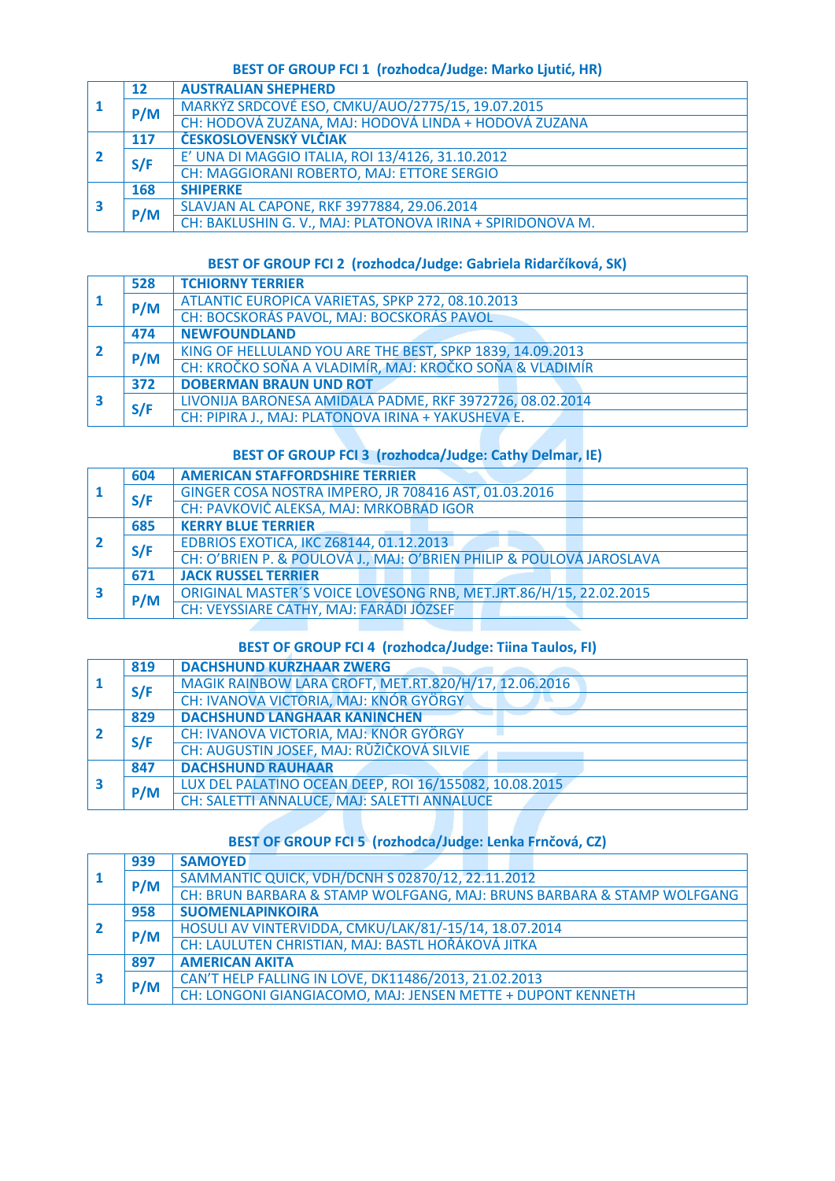### BEST OF GROUP FCI 1 (rozhodca/Judge: Marko Ljutić, HR)

| | | |
|---|---|---|
| 1 | 12 | **AUSTRALIAN SHEPHERD** |
| | P/M | MARKÝZ SRDCOVÉ ESO, CMKU/AUO/2775/15, 19.07.2015 |
| | | CH: HODOVÁ ZUZANA, MAJ: HODOVÁ LINDA + HODOVÁ ZUZANA |
| 2 | 117 | **ČESKOSLOVENSKÝ VLČIAK** |
| | S/F | E' UNA DI MAGGIO ITALIA, ROI 13/4126, 31.10.2012 |
| | | CH: MAGGIORANI ROBERTO, MAJ: ETTORE SERGIO |
| 3 | 168 | **SHIPERKE** |
| | P/M | SLAVJAN AL CAPONE, RKF 3977884, 29.06.2014 |
| | | CH: BAKLUSHIN G. V., MAJ: PLATONOVA IRINA + SPIRIDONOVA M. |

### BEST OF GROUP FCI 2 (rozhodca/Judge: Gabriela Ridarčíková, SK)

| | | |
|---|---|---|
| 1 | 528 | **TCHIORNY TERRIER** |
| | P/M | ATLANTIC EUROPICA VARIETAS, SPKP 272, 08.10.2013 |
| | | CH: BOCSKORÁS PAVOL, MAJ: BOCSKORÁS PAVOL |
| 2 | 474 | **NEWFOUNDLAND** |
| | P/M | KING OF HELLULAND YOU ARE THE BEST, SPKP 1839, 14.09.2013 |
| | | CH: KROČKO SOŇA A VLADIMÍR, MAJ: KROČKO SOŇA & VLADIMÍR |
| 3 | 372 | **DOBERMAN BRAUN UND ROT** |
| | S/F | LIVONIJA BARONESA AMIDALA PADME, RKF 3972726, 08.02.2014 |
| | | CH: PIPIRA J., MAJ: PLATONOVA IRINA + YAKUSHEVA E. |

### BEST OF GROUP FCI 3 (rozhodca/Judge: Cathy Delmar, IE)

| | | |
|---|---|---|
| 1 | 604 | **AMERICAN STAFFORDSHIRE TERRIER** |
| | S/F | GINGER COSA NOSTRA IMPERO, JR 708416 AST, 01.03.2016 |
| | | CH: PAVKOVIĆ ALEKSA, MAJ: MRKOBRAD IGOR |
| 2 | 685 | **KERRY BLUE TERRIER** |
| | S/F | EDBRIOS EXOTICA, IKC Z68144, 01.12.2013 |
| | | CH: O'BRIEN P. & POULOVÁ J., MAJ: O'BRIEN PHILIP & POULOVÁ JAROSLAVA |
| 3 | 671 | **JACK RUSSEL TERRIER** |
| | P/M | ORIGINAL MASTER´S VOICE LOVESONG RNB, MET.JRT.86/H/15, 22.02.2015 |
| | | CH: VEYSSIARE CATHY, MAJ: FARÁDI JÓZSEF |

### BEST OF GROUP FCI 4 (rozhodca/Judge: Tiina Taulos, FI)

| | | |
|---|---|---|
| 1 | 819 | **DACHSHUND KURZHAAR ZWERG** |
| | S/F | MAGIK RAINBOW LARA CROFT, MET.RT.820/H/17, 12.06.2016 |
| | | CH: IVANOVA VICTORIA, MAJ: KNÓR GYÖRGY |
| 2 | 829 | **DACHSHUND LANGHAAR KANINCHEN** |
| | S/F | CH: IVANOVA VICTORIA, MAJ: KNÓR GYÖRGY |
| | | CH: AUGUSTIN JOSEF, MAJ: RŮŽIČKOVÁ SILVIE |
| 3 | 847 | **DACHSHUND RAUHAAR** |
| | P/M | LUX DEL PALATINO OCEAN DEEP, ROI 16/155082, 10.08.2015 |
| | | CH: SALETTI ANNALUCE, MAJ: SALETTI ANNALUCE |

### BEST OF GROUP FCI 5 (rozhodca/Judge: Lenka Frnčová, CZ)

| | | |
|---|---|---|
| 1 | 939 | **SAMOYED** |
| | P/M | SAMMANTIC QUICK, VDH/DCNH S 02870/12, 22.11.2012 |
| | | CH: BRUN BARBARA & STAMP WOLFGANG, MAJ: BRUNS BARBARA & STAMP WOLFGANG |
| 2 | 958 | **SUOMENLAPINKOIRA** |
| | P/M | HOSULI AV VINTERVIDDA, CMKU/LAK/81/-15/14, 18.07.2014 |
| | | CH: LAULUTEN CHRISTIAN, MAJ: BASTL HOŘÁKOVÁ JITKA |
| 3 | 897 | **AMERICAN AKITA** |
| | P/M | CAN'T HELP FALLING IN LOVE, DK11486/2013, 21.02.2013 |
| | | CH: LONGONI GIANGIACOMO, MAJ: JENSEN METTE + DUPONT KENNETH |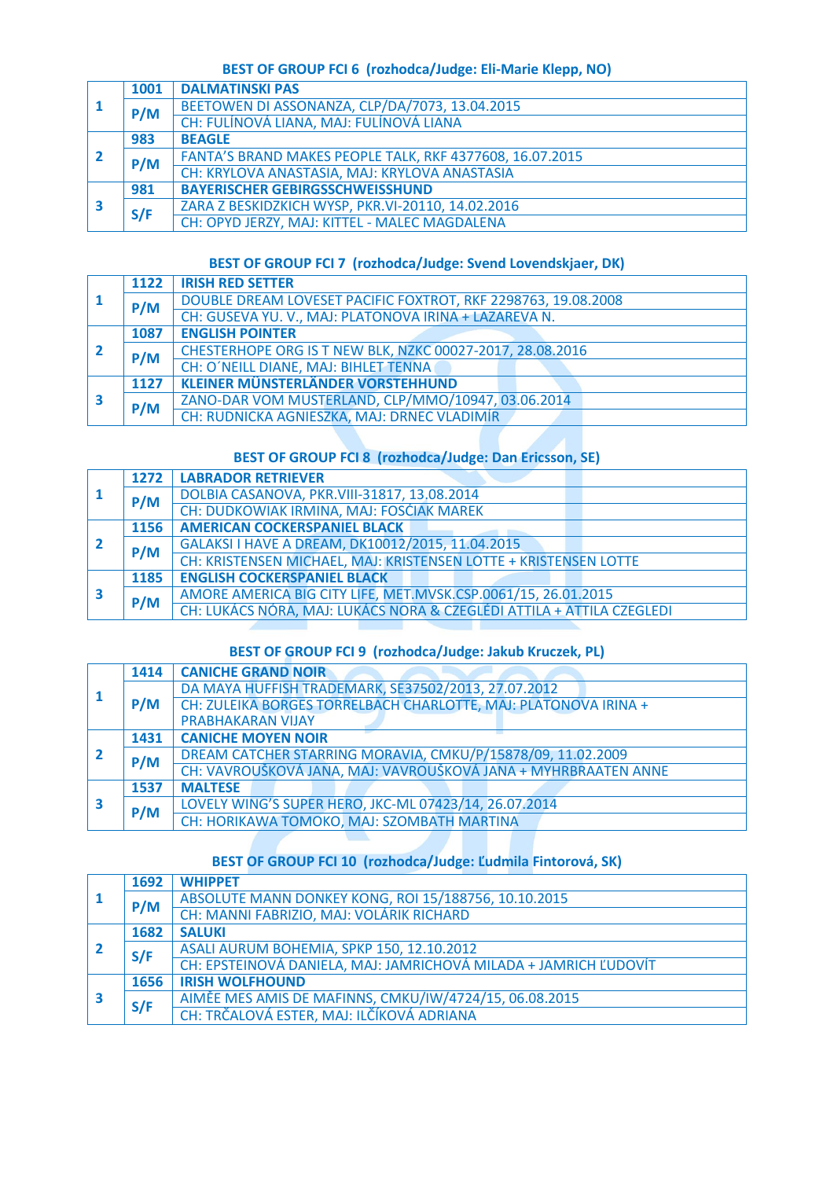### BEST OF GROUP FCI 6 (rozhodca/Judge: Eli-Marie Klepp, NO)

| | | |
|---|---|---|
| 1 | 1001 | **DALMATINSKI PAS** |
| | P/M | BEETOWEN DI ASSONANZA, CLP/DA/7073, 13.04.2015 |
| | | CH: FULÍNOVÁ LIANA, MAJ: FULÍNOVÁ LIANA |
| 2 | 983 | **BEAGLE** |
| | P/M | FANTA'S BRAND MAKES PEOPLE TALK, RKF 4377608, 16.07.2015 |
| | | CH: KRYLOVA ANASTASIA, MAJ: KRYLOVA ANASTASIA |
| 3 | 981 | **BAYERISCHER GEBIRGSSCHWEISSHUND** |
| | S/F | ZARA Z BESKIDZKICH WYSP, PKR.VI-20110, 14.02.2016 |
| | | CH: OPYD JERZY, MAJ: KITTEL - MALEC MAGDALENA |

### BEST OF GROUP FCI 7 (rozhodca/Judge: Svend Lovendskjaer, DK)

| | | |
|---|---|---|
| 1 | 1122 | **IRISH RED SETTER** |
| | P/M | DOUBLE DREAM LOVESET PACIFIC FOXTROT, RKF 2298763, 19.08.2008 |
| | | CH: GUSEVA YU. V., MAJ: PLATONOVA IRINA + LAZAREVA N. |
| 2 | 1087 | **ENGLISH POINTER** |
| | P/M | CHESTERHOPE ORG IS T NEW BLK, NZKC 00027-2017, 28.08.2016 |
| | | CH: O´NEILL DIANE, MAJ: BIHLET TENNA |
| 3 | 1127 | **KLEINER MÜNSTERLÄNDER VORSTEHHUND** |
| | P/M | ZANO-DAR VOM MUSTERLAND, CLP/MMO/10947, 03.06.2014 |
| | | CH: RUDNICKA AGNIESZKA, MAJ: DRNEC VLADIMÍR |

### BEST OF GROUP FCI 8 (rozhodca/Judge: Dan Ericsson, SE)

| | | |
|---|---|---|
| 1 | 1272 | **LABRADOR RETRIEVER** |
| | P/M | DOLBIA CASANOVA, PKR.VIII-31817, 13.08.2014 |
| | | CH: DUDKOWIAK IRMINA, MAJ: FOSĆIAK MAREK |
| 2 | 1156 | **AMERICAN COCKERSPANIEL BLACK** |
| | P/M | GALAKSI I HAVE A DREAM, DK10012/2015, 11.04.2015 |
| | | CH: KRISTENSEN MICHAEL, MAJ: KRISTENSEN LOTTE + KRISTENSEN LOTTE |
| 3 | 1185 | **ENGLISH COCKERSPANIEL BLACK** |
| | P/M | AMORE AMERICA BIG CITY LIFE, MET.MVSK.CSP.0061/15, 26.01.2015 |
| | | CH: LUKÁCS NÓRA, MAJ: LUKÁCS NORA & CZEGLÉDI ATTILA + ATTILA CZEGLEDI |

### BEST OF GROUP FCI 9 (rozhodca/Judge: Jakub Kruczek, PL)

| | | |
|---|---|---|
| 1 | 1414 | **CANICHE GRAND NOIR** |
| | P/M | DA MAYA HUFFISH TRADEMARK, SE37502/2013, 27.07.2012 |
| | | CH: ZULEIKA BORGES TORRELBACH CHARLOTTE, MAJ: PLATONOVA IRINA + PRABHAKARAN VIJAY |
| 2 | 1431 | **CANICHE MOYEN NOIR** |
| | P/M | DREAM CATCHER STARRING MORAVIA, CMKU/P/15878/09, 11.02.2009 |
| | | CH: VAVROUŠKOVÁ JANA, MAJ: VAVROUŠKOVÁ JANA + MYHRBRAATEN ANNE |
| 3 | 1537 | **MALTESE** |
| | P/M | LOVELY WING'S SUPER HERO, JKC-ML 07423/14, 26.07.2014 |
| | | CH: HORIKAWA TOMOKO, MAJ: SZOMBATH MARTINA |

### BEST OF GROUP FCI 10 (rozhodca/Judge: Ľudmila Fintorová, SK)

| | | |
|---|---|---|
| 1 | 1692 | **WHIPPET** |
| | P/M | ABSOLUTE MANN DONKEY KONG, ROI 15/188756, 10.10.2015 |
| | | CH: MANNI FABRIZIO, MAJ: VOLÁRIK RICHARD |
| 2 | 1682 | **SALUKI** |
| | S/F | ASALI AURUM BOHEMIA, SPKP 150, 12.10.2012 |
| | | CH: EPSTEINOVÁ DANIELA, MAJ: JAMRICHOVÁ MILADA + JAMRICH ĽUDOVÍT |
| 3 | 1656 | **IRISH WOLFHOUND** |
| | S/F | AIMÉE MES AMIS DE MAFINNS, CMKU/IW/4724/15, 06.08.2015 |
| | | CH: TRČALOVÁ ESTER, MAJ: ILČÍKOVÁ ADRIANA |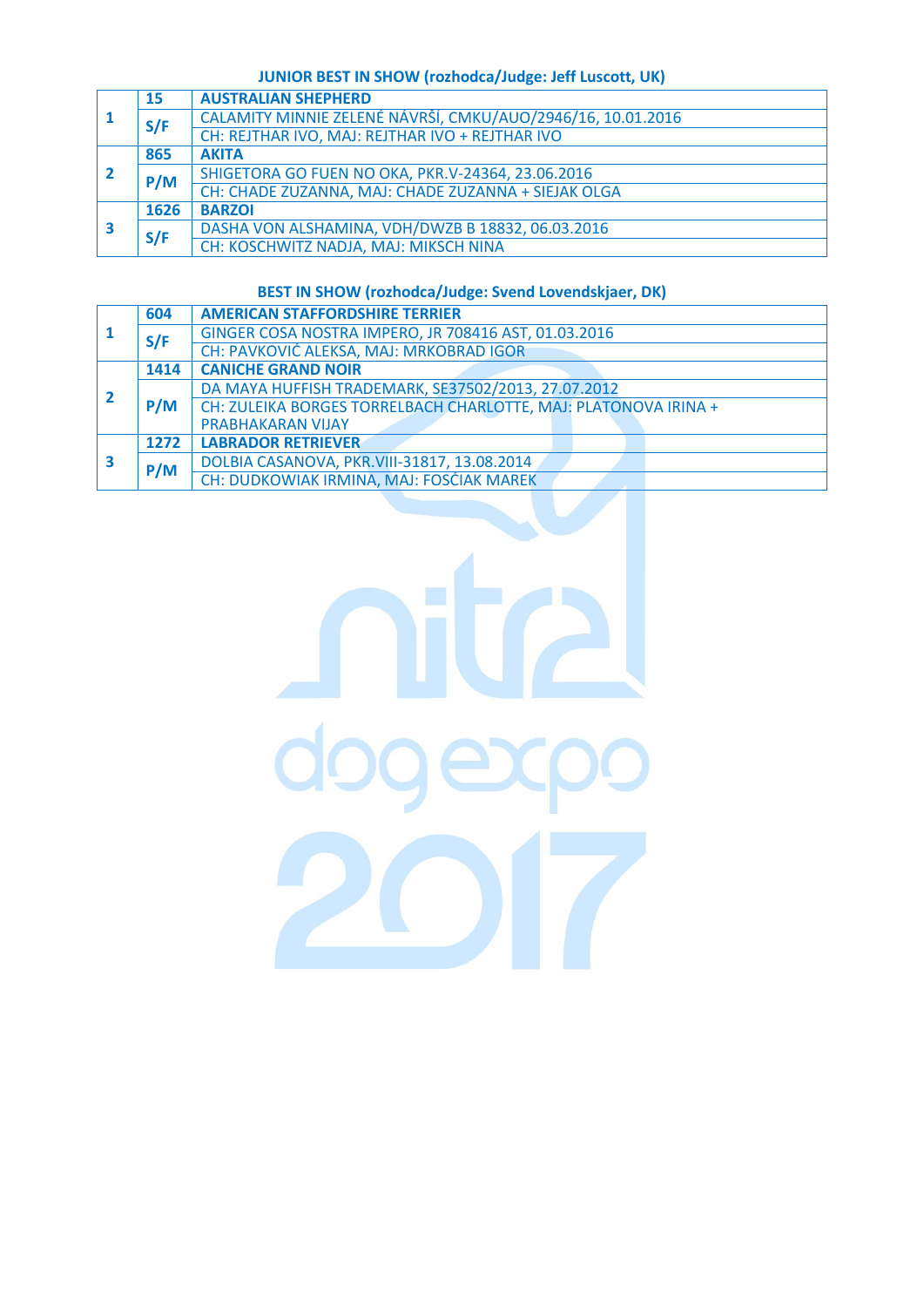## JUNIOR BEST IN SHOW (rozhodca/Judge: Jeff Luscott, UK)

| | | |
|---|---|---|
| **1** | **15** | **AUSTRALIAN SHEPHERD** |
| | **S/F** | CALAMITY MINNIE ZELENÉ NÁVRŠÍ, CMKU/AUO/2946/16, 10.01.2016 |
| | | CH: REJTHAR IVO, MAJ: REJTHAR IVO + REJTHAR IVO |
| **2** | **865** | **AKITA** |
| | **P/M** | SHIGETORA GO FUEN NO OKA, PKR.V-24364, 23.06.2016 |
| | | CH: CHADE ZUZANNA, MAJ: CHADE ZUZANNA + SIEJAK OLGA |
| **3** | **1626** | **BARZOI** |
| | **S/F** | DASHA VON ALSHAMINA, VDH/DWZB B 18832, 06.03.2016 |
| | | CH: KOSCHWITZ NADJA, MAJ: MIKSCH NINA |

## BEST IN SHOW (rozhodca/Judge: Svend Lovendskjaer, DK)

| | | |
|---|---|---|
| **1** | **604** | **AMERICAN STAFFORDSHIRE TERRIER** |
| | **S/F** | GINGER COSA NOSTRA IMPERO, JR 708416 AST, 01.03.2016 |
| | | CH: PAVKOVIĆ ALEKSA, MAJ: MRKOBRAD IGOR |
| **2** | **1414** | **CANICHE GRAND NOIR** |
| | **P/M** | DA MAYA HUFFISH TRADEMARK, SE37502/2013, 27.07.2012 |
| | | CH: ZULEIKA BORGES TORRELBACH CHARLOTTE, MAJ: PLATONOVA IRINA + PRABHAKARAN VIJAY |
| **3** | **1272** | **LABRADOR RETRIEVER** |
| | **P/M** | DOLBIA CASANOVA, PKR.VIII-31817, 13.08.2014 |
| | | CH: DUDKOWIAK IRMINA, MAJ: FOSĆIAK MAREK |